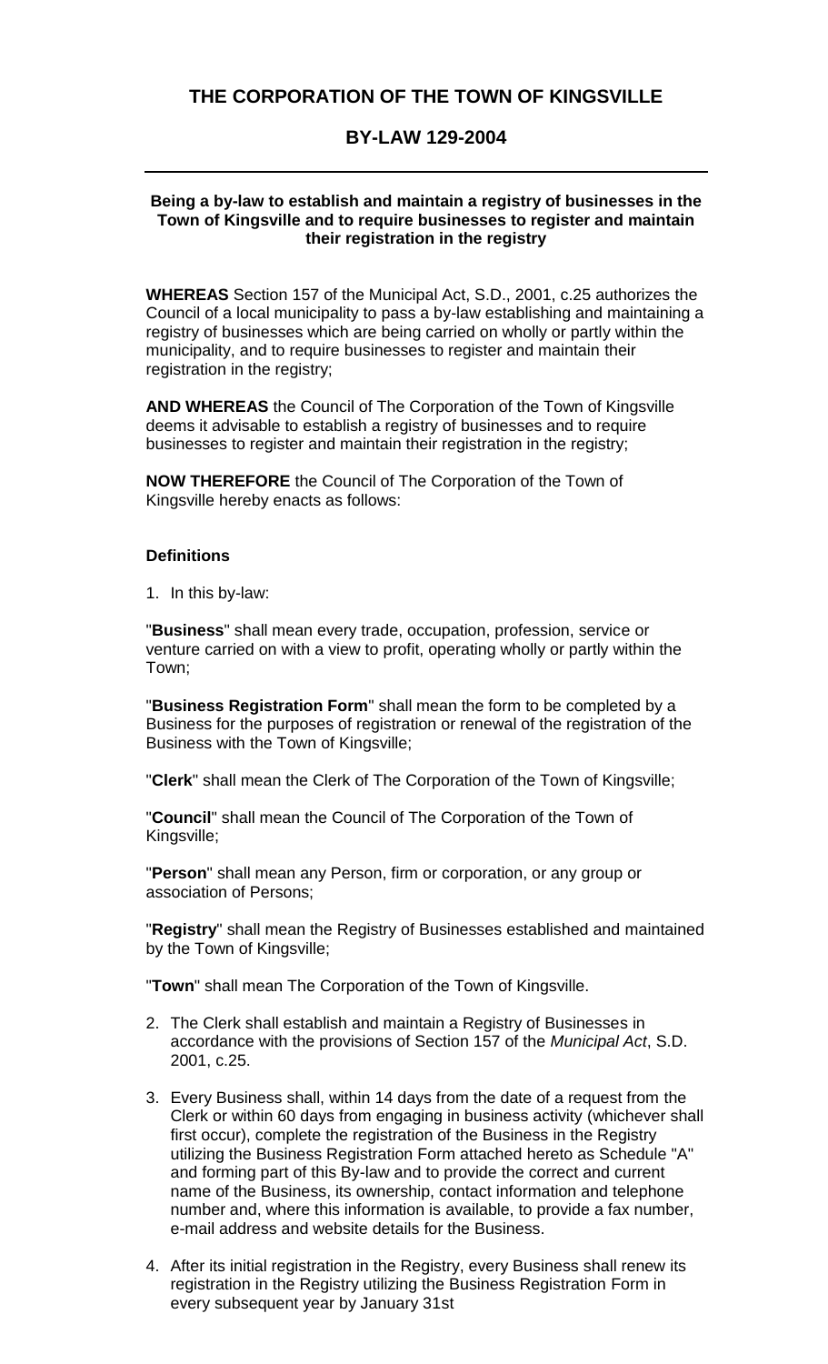# THE CORPORATION OF THE TOWN OF KINGSVILLE

## BY-LAW 129-2004

---

**Being a by-law to establish and maintain a registry of businesses in the Town of Kingsville and to require businesses to register and maintain their registration in the registry**

**WHEREAS** Section 157 of the Municipal Act, S.D., 2001, c.25 authorizes the Council of a local municipality to pass a by-law establishing and maintaining a registry of businesses which are being carried on wholly or partly within the municipality, and to require businesses to register and maintain their registration in the registry;

**AND WHEREAS** the Council of The Corporation of the Town of Kingsville deems it advisable to establish a registry of businesses and to require businesses to register and maintain their registration in the registry;

**NOW THEREFORE** the Council of The Corporation of the Town of Kingsville hereby enacts as follows:

### Definitions

1. In this by-law:

"**Business**" shall mean every trade, occupation, profession, service or venture carried on with a view to profit, operating wholly or partly within the Town;

"**Business Registration Form**" shall mean the form to be completed by a Business for the purposes of registration or renewal of the registration of the Business with the Town of Kingsville;

"**Clerk**" shall mean the Clerk of The Corporation of the Town of Kingsville;

"**Council**" shall mean the Council of The Corporation of the Town of Kingsville;

"**Person**" shall mean any Person, firm or corporation, or any group or association of Persons;

"**Registry**" shall mean the Registry of Businesses established and maintained by the Town of Kingsville;

"**Town**" shall mean The Corporation of the Town of Kingsville.

2. The Clerk shall establish and maintain a Registry of Businesses in accordance with the provisions of Section 157 of the *Municipal Act*, S.D. 2001, c.25.

3. Every Business shall, within 14 days from the date of a request from the Clerk or within 60 days from engaging in business activity (whichever shall first occur), complete the registration of the Business in the Registry utilizing the Business Registration Form attached hereto as Schedule "A" and forming part of this By-law and to provide the correct and current name of the Business, its ownership, contact information and telephone number and, where this information is available, to provide a fax number, e-mail address and website details for the Business.

4. After its initial registration in the Registry, every Business shall renew its registration in the Registry utilizing the Business Registration Form in every subsequent year by January 31st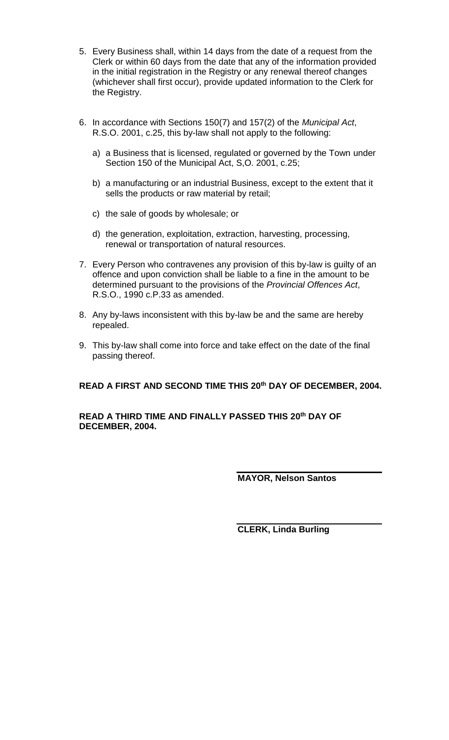5. Every Business shall, within 14 days from the date of a request from the Clerk or within 60 days from the date that any of the information provided in the initial registration in the Registry or any renewal thereof changes (whichever shall first occur), provide updated information to the Clerk for the Registry.

6. In accordance with Sections 150(7) and 157(2) of the *Municipal Act*, R.S.O. 2001, c.25, this by-law shall not apply to the following:

   a) a Business that is licensed, regulated or governed by the Town under Section 150 of the Municipal Act, S,O. 2001, c.25;

   b) a manufacturing or an industrial Business, except to the extent that it sells the products or raw material by retail;

   c) the sale of goods by wholesale; or

   d) the generation, exploitation, extraction, harvesting, processing, renewal or transportation of natural resources.

7. Every Person who contravenes any provision of this by-law is guilty of an offence and upon conviction shall be liable to a fine in the amount to be determined pursuant to the provisions of the *Provincial Offences Act*, R.S.O., 1990 c.P.33 as amended.

8. Any by-laws inconsistent with this by-law be and the same are hereby repealed.

9. This by-law shall come into force and take effect on the date of the final passing thereof.

**READ A FIRST AND SECOND TIME THIS 20th DAY OF DECEMBER, 2004.**

**READ A THIRD TIME AND FINALLY PASSED THIS 20th DAY OF DECEMBER, 2004.**

**MAYOR, Nelson Santos**

**CLERK, Linda Burling**